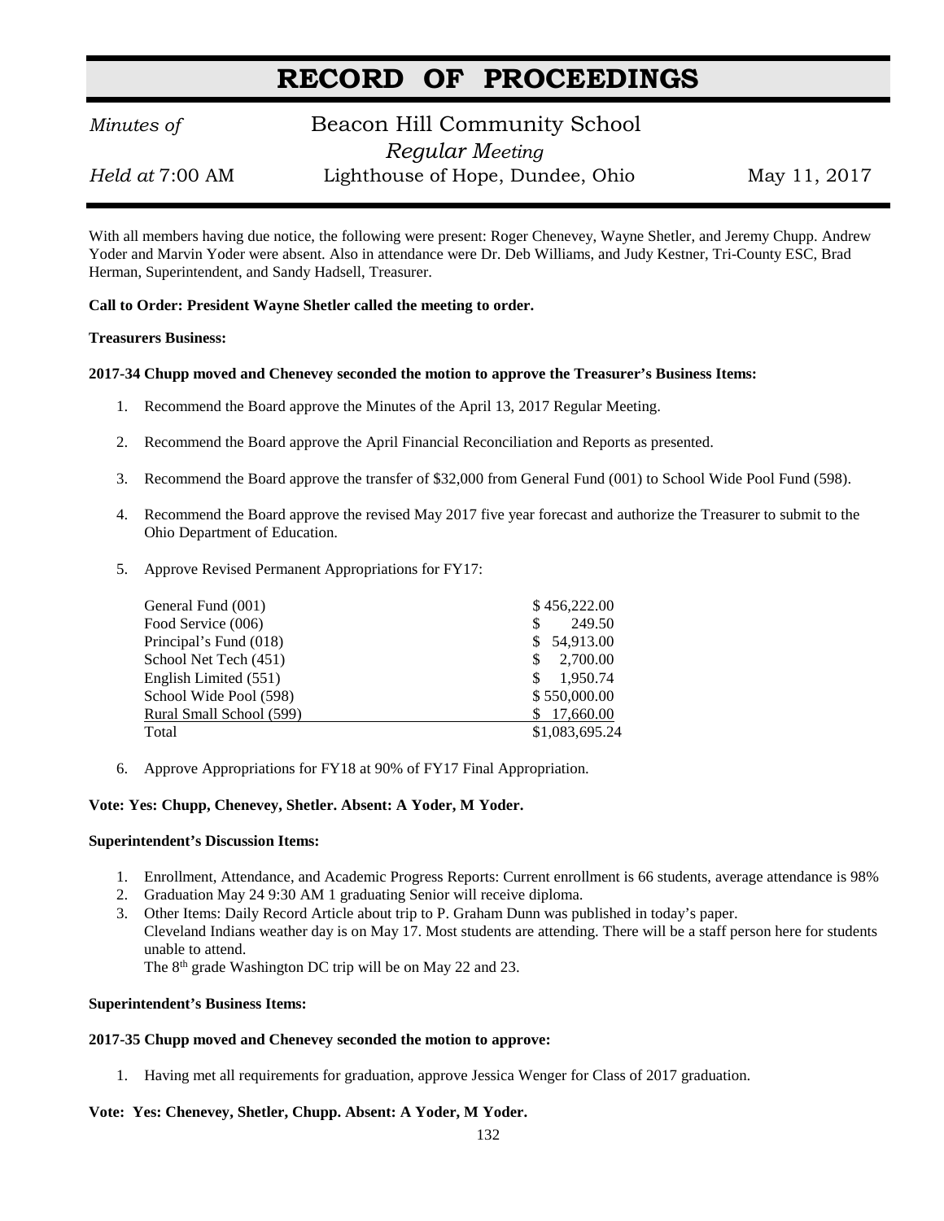# RECORD OF PROCEEDINGS

*Minutes of* Beacon Hill Community School

*Regular Meeting*

*Held at* 7:00 AM Lighthouse of Hope, Dundee, Ohio May 11, 2017

With all members having due notice, the following were present: Roger Chenevey, Wayne Shetler, and Jeremy Chupp. Andrew Yoder and Marvin Yoder were absent. Also in attendance were Dr. Deb Williams, and Judy Kestner, Tri-County ESC, Brad Herman, Superintendent, and Sandy Hadsell, Treasurer.

**Call to Order: President Wayne Shetler called the meeting to order.**

**Treasurers Business:**

**2017-34 Chupp moved and Chenevey seconded the motion to approve the Treasurer's Business Items:**

1. Recommend the Board approve the Minutes of the April 13, 2017 Regular Meeting.

2. Recommend the Board approve the April Financial Reconciliation and Reports as presented.

3. Recommend the Board approve the transfer of $32,000 from General Fund (001) to School Wide Pool Fund (598).

4. Recommend the Board approve the revised May 2017 five year forecast and authorize the Treasurer to submit to the Ohio Department of Education.

5. Approve Revised Permanent Appropriations for FY17:

| Fund | Amount |
|---|---|
| General Fund (001) | $ 456,222.00 |
| Food Service (006) | $ 249.50 |
| Principal's Fund (018) | $ 54,913.00 |
| School Net Tech (451) | $ 2,700.00 |
| English Limited (551) | $ 1,950.74 |
| School Wide Pool (598) | $ 550,000.00 |
| Rural Small School (599) | $ 17,660.00 |
| Total | $1,083,695.24 |

6. Approve Appropriations for FY18 at 90% of FY17 Final Appropriation.

**Vote: Yes: Chupp, Chenevey, Shetler. Absent: A Yoder, M Yoder.**

**Superintendent's Discussion Items:**

1. Enrollment, Attendance, and Academic Progress Reports: Current enrollment is 66 students, average attendance is 98%
2. Graduation May 24 9:30 AM 1 graduating Senior will receive diploma.
3. Other Items: Daily Record Article about trip to P. Graham Dunn was published in today's paper.
   Cleveland Indians weather day is on May 17. Most students are attending. There will be a staff person here for students unable to attend.
   The 8th grade Washington DC trip will be on May 22 and 23.

**Superintendent's Business Items:**

**2017-35 Chupp moved and Chenevey seconded the motion to approve:**

1. Having met all requirements for graduation, approve Jessica Wenger for Class of 2017 graduation.

**Vote: Yes: Chenevey, Shetler, Chupp. Absent: A Yoder, M Yoder.**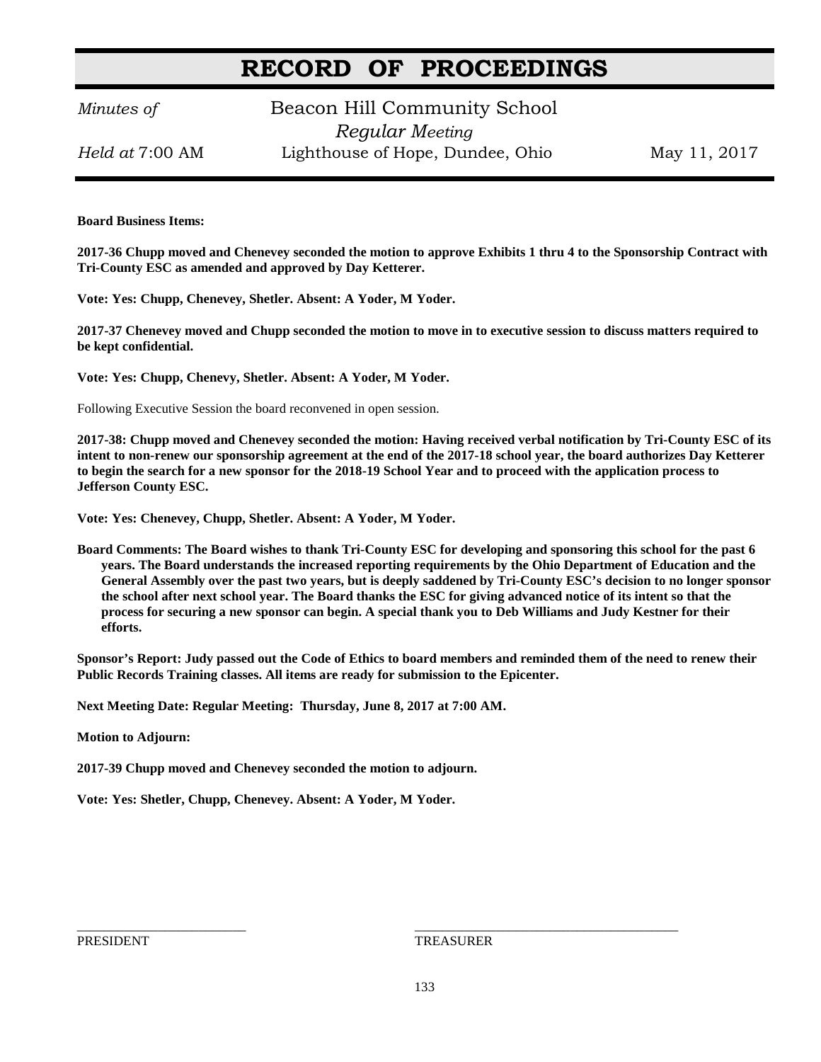# RECORD OF PROCEEDINGS

*Minutes of* Beacon Hill Community School

*Regular Meeting*

*Held at* 7:00 AM Lighthouse of Hope, Dundee, Ohio May 11, 2017

**Board Business Items:**

**2017-36 Chupp moved and Chenevey seconded the motion to approve Exhibits 1 thru 4 to the Sponsorship Contract with Tri-County ESC as amended and approved by Day Ketterer.**

**Vote: Yes: Chupp, Chenevey, Shetler. Absent: A Yoder, M Yoder.**

**2017-37 Chenevey moved and Chupp seconded the motion to move in to executive session to discuss matters required to be kept confidential.**

**Vote: Yes: Chupp, Chenevy, Shetler. Absent: A Yoder, M Yoder.**

Following Executive Session the board reconvened in open session.

**2017-38: Chupp moved and Chenevey seconded the motion: Having received verbal notification by Tri-County ESC of its intent to non-renew our sponsorship agreement at the end of the 2017-18 school year, the board authorizes Day Ketterer to begin the search for a new sponsor for the 2018-19 School Year and to proceed with the application process to Jefferson County ESC.**

**Vote: Yes: Chenevey, Chupp, Shetler. Absent: A Yoder, M Yoder.**

**Board Comments: The Board wishes to thank Tri-County ESC for developing and sponsoring this school for the past 6 years. The Board understands the increased reporting requirements by the Ohio Department of Education and the General Assembly over the past two years, but is deeply saddened by Tri-County ESC's decision to no longer sponsor the school after next school year. The Board thanks the ESC for giving advanced notice of its intent so that the process for securing a new sponsor can begin. A special thank you to Deb Williams and Judy Kestner for their efforts.**

**Sponsor's Report: Judy passed out the Code of Ethics to board members and reminded them of the need to renew their Public Records Training classes. All items are ready for submission to the Epicenter.**

**Next Meeting Date: Regular Meeting: Thursday, June 8, 2017 at 7:00 AM.**

**Motion to Adjourn:**

**2017-39 Chupp moved and Chenevey seconded the motion to adjourn.**

**Vote: Yes: Shetler, Chupp, Chenevey. Absent: A Yoder, M Yoder.**

\_\_\_\_\_\_\_\_\_\_\_\_\_\_\_\_\_\_\_\_\_\_\_\_\_
PRESIDENT

\_\_\_\_\_\_\_\_\_\_\_\_\_\_\_\_\_\_\_\_\_\_\_\_\_\_\_\_\_\_\_\_\_\_\_\_\_\_\_\_
TREASURER